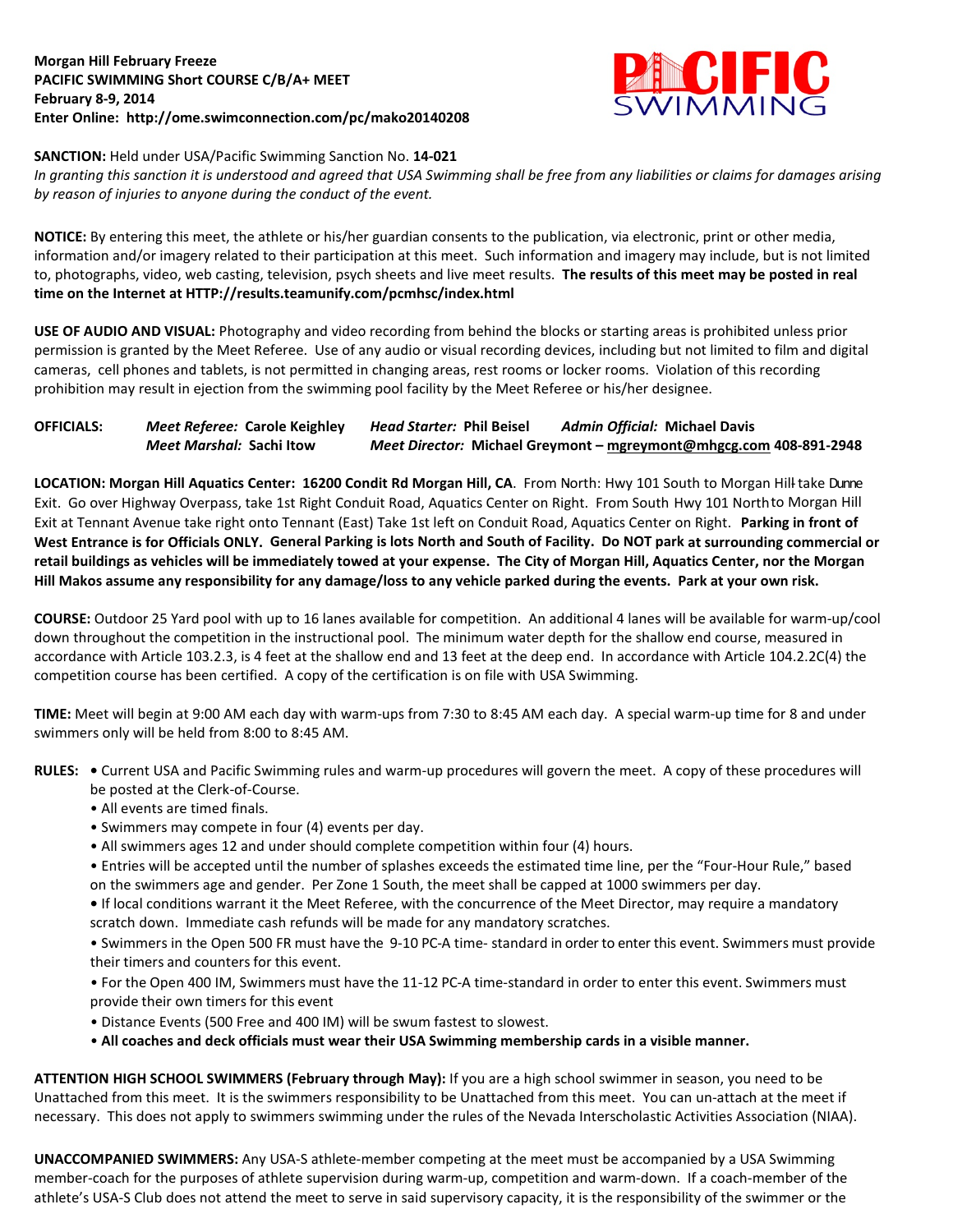**Morgan Hill February Freeze**
**PACIFIC SWIMMING Short COURSE C/B/A+ MEET**
**February 8-9, 2014**
**Enter Online: http://ome.swimconnection.com/pc/mako20140208**

**SANCTION:** Held under USA/Pacific Swimming Sanction No. **14-021**
*In granting this sanction it is understood and agreed that USA Swimming shall be free from any liabilities or claims for damages arising by reason of injuries to anyone during the conduct of the event.*

**NOTICE:** By entering this meet, the athlete or his/her guardian consents to the publication, via electronic, print or other media, information and/or imagery related to their participation at this meet. Such information and imagery may include, but is not limited to, photographs, video, web casting, television, psych sheets and live meet results. **The results of this meet may be posted in real time on the Internet at HTTP://results.teamunify.com/pcmhsc/index.html**

**USE OF AUDIO AND VISUAL:** Photography and video recording from behind the blocks or starting areas is prohibited unless prior permission is granted by the Meet Referee. Use of any audio or visual recording devices, including but not limited to film and digital cameras, cell phones and tablets, is not permitted in changing areas, rest rooms or locker rooms. Violation of this recording prohibition may result in ejection from the swimming pool facility by the Meet Referee or his/her designee.

**OFFICIALS:** *Meet Referee:* **Carole Keighley** *Head Starter:* **Phil Beisel** *Admin Official:* **Michael Davis**
*Meet Marshal:* **Sachi Itow** *Meet Director:* **Michael Greymont – mgreymont@mhgcg.com 408-891-2948**

**LOCATION: Morgan Hill Aquatics Center: 16200 Condit Rd Morgan Hill, CA**. From North: Hwy 101 South to Morgan Hill take Dunne Exit. Go over Highway Overpass, take 1st Right Conduit Road, Aquatics Center on Right. From South Hwy 101 North to Morgan Hill Exit at Tennant Avenue take right onto Tennant (East) Take 1st left on Conduit Road, Aquatics Center on Right. **Parking in front of West Entrance is for Officials ONLY. General Parking is lots North and South of Facility. Do NOT park at surrounding commercial or retail buildings as vehicles will be immediately towed at your expense. The City of Morgan Hill, Aquatics Center, nor the Morgan Hill Makos assume any responsibility for any damage/loss to any vehicle parked during the events. Park at your own risk.**

**COURSE:** Outdoor 25 Yard pool with up to 16 lanes available for competition. An additional 4 lanes will be available for warm-up/cool down throughout the competition in the instructional pool. The minimum water depth for the shallow end course, measured in accordance with Article 103.2.3, is 4 feet at the shallow end and 13 feet at the deep end. In accordance with Article 104.2.2C(4) the competition course has been certified. A copy of the certification is on file with USA Swimming.

**TIME:** Meet will begin at 9:00 AM each day with warm-ups from 7:30 to 8:45 AM each day. A special warm-up time for 8 and under swimmers only will be held from 8:00 to 8:45 AM.

**RULES:**
- Current USA and Pacific Swimming rules and warm-up procedures will govern the meet. A copy of these procedures will be posted at the Clerk-of-Course.
- All events are timed finals.
- Swimmers may compete in four (4) events per day.
- All swimmers ages 12 and under should complete competition within four (4) hours.
- Entries will be accepted until the number of splashes exceeds the estimated time line, per the "Four-Hour Rule," based on the swimmers age and gender. Per Zone 1 South, the meet shall be capped at 1000 swimmers per day.
- If local conditions warrant it the Meet Referee, with the concurrence of the Meet Director, may require a mandatory scratch down. Immediate cash refunds will be made for any mandatory scratches.
- Swimmers in the Open 500 FR must have the 9-10 PC-A time- standard in order to enter this event. Swimmers must provide their timers and counters for this event.
- For the Open 400 IM, Swimmers must have the 11-12 PC-A time-standard in order to enter this event. Swimmers must provide their own timers for this event
- Distance Events (500 Free and 400 IM) will be swum fastest to slowest.
- **All coaches and deck officials must wear their USA Swimming membership cards in a visible manner.**

**ATTENTION HIGH SCHOOL SWIMMERS (February through May):** If you are a high school swimmer in season, you need to be Unattached from this meet. It is the swimmers responsibility to be Unattached from this meet. You can un-attach at the meet if necessary. This does not apply to swimmers swimming under the rules of the Nevada Interscholastic Activities Association (NIAA).

**UNACCOMPANIED SWIMMERS:** Any USA-S athlete-member competing at the meet must be accompanied by a USA Swimming member-coach for the purposes of athlete supervision during warm-up, competition and warm-down. If a coach-member of the athlete's USA-S Club does not attend the meet to serve in said supervisory capacity, it is the responsibility of the swimmer or the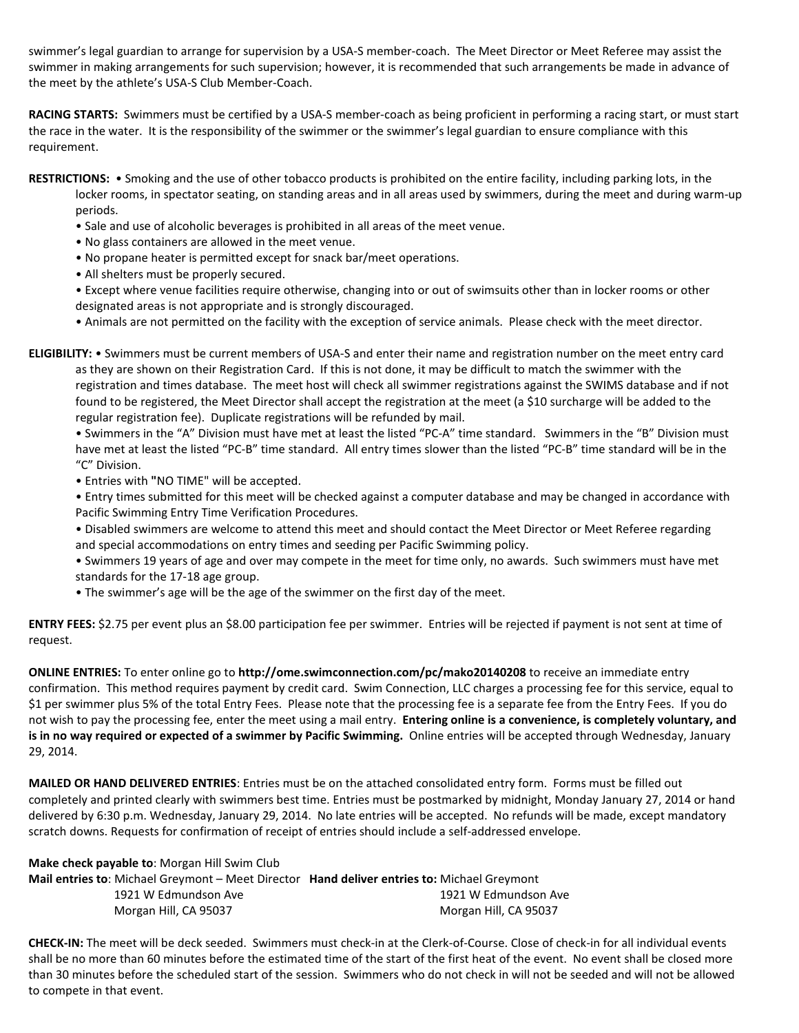swimmer's legal guardian to arrange for supervision by a USA-S member-coach. The Meet Director or Meet Referee may assist the swimmer in making arrangements for such supervision; however, it is recommended that such arrangements be made in advance of the meet by the athlete's USA-S Club Member-Coach.

**RACING STARTS:** Swimmers must be certified by a USA-S member-coach as being proficient in performing a racing start, or must start the race in the water. It is the responsibility of the swimmer or the swimmer's legal guardian to ensure compliance with this requirement.

**RESTRICTIONS:** • Smoking and the use of other tobacco products is prohibited on the entire facility, including parking lots, in the locker rooms, in spectator seating, on standing areas and in all areas used by swimmers, during the meet and during warm-up periods.

- Sale and use of alcoholic beverages is prohibited in all areas of the meet venue.
- No glass containers are allowed in the meet venue.
- No propane heater is permitted except for snack bar/meet operations.
- All shelters must be properly secured.
- Except where venue facilities require otherwise, changing into or out of swimsuits other than in locker rooms or other designated areas is not appropriate and is strongly discouraged.
- Animals are not permitted on the facility with the exception of service animals. Please check with the meet director.

**ELIGIBILITY:** • Swimmers must be current members of USA-S and enter their name and registration number on the meet entry card as they are shown on their Registration Card. If this is not done, it may be difficult to match the swimmer with the registration and times database. The meet host will check all swimmer registrations against the SWIMS database and if not found to be registered, the Meet Director shall accept the registration at the meet (a $10 surcharge will be added to the regular registration fee). Duplicate registrations will be refunded by mail.

- Swimmers in the "A" Division must have met at least the listed "PC-A" time standard. Swimmers in the "B" Division must have met at least the listed "PC-B" time standard. All entry times slower than the listed "PC-B" time standard will be in the "C" Division.
- Entries with "NO TIME" will be accepted.
- Entry times submitted for this meet will be checked against a computer database and may be changed in accordance with Pacific Swimming Entry Time Verification Procedures.
- Disabled swimmers are welcome to attend this meet and should contact the Meet Director or Meet Referee regarding and special accommodations on entry times and seeding per Pacific Swimming policy.
- Swimmers 19 years of age and over may compete in the meet for time only, no awards. Such swimmers must have met standards for the 17-18 age group.
- The swimmer's age will be the age of the swimmer on the first day of the meet.

**ENTRY FEES:** $2.75 per event plus an $8.00 participation fee per swimmer. Entries will be rejected if payment is not sent at time of request.

**ONLINE ENTRIES:** To enter online go to **http://ome.swimconnection.com/pc/mako20140208** to receive an immediate entry confirmation. This method requires payment by credit card. Swim Connection, LLC charges a processing fee for this service, equal to $1 per swimmer plus 5% of the total Entry Fees. Please note that the processing fee is a separate fee from the Entry Fees. If you do not wish to pay the processing fee, enter the meet using a mail entry. **Entering online is a convenience, is completely voluntary, and is in no way required or expected of a swimmer by Pacific Swimming.** Online entries will be accepted through Wednesday, January 29, 2014.

**MAILED OR HAND DELIVERED ENTRIES**: Entries must be on the attached consolidated entry form. Forms must be filled out completely and printed clearly with swimmers best time. Entries must be postmarked by midnight, Monday January 27, 2014 or hand delivered by 6:30 p.m. Wednesday, January 29, 2014. No late entries will be accepted. No refunds will be made, except mandatory scratch downs. Requests for confirmation of receipt of entries should include a self-addressed envelope.

**Make check payable to**: Morgan Hill Swim Club

**Mail entries to**: Michael Greymont – Meet Director
1921 W Edmundson Ave
Morgan Hill, CA 95037

**Hand deliver entries to:** Michael Greymont
1921 W Edmundson Ave
Morgan Hill, CA 95037

**CHECK-IN:** The meet will be deck seeded. Swimmers must check-in at the Clerk-of-Course. Close of check-in for all individual events shall be no more than 60 minutes before the estimated time of the start of the first heat of the event. No event shall be closed more than 30 minutes before the scheduled start of the session. Swimmers who do not check in will not be seeded and will not be allowed to compete in that event.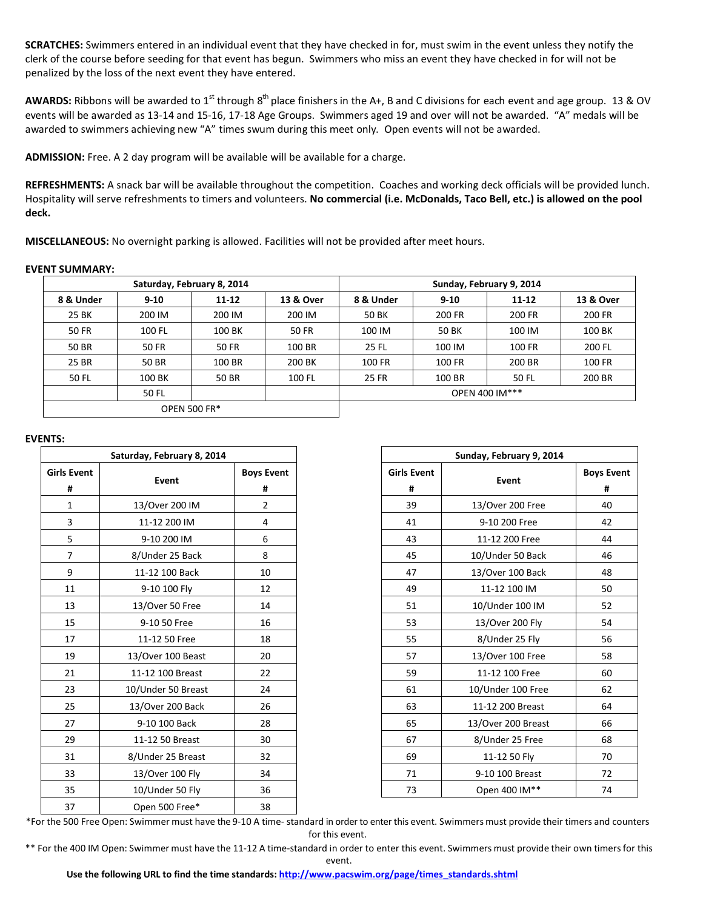**SCRATCHES:** Swimmers entered in an individual event that they have checked in for, must swim in the event unless they notify the clerk of the course before seeding for that event has begun. Swimmers who miss an event they have checked in for will not be penalized by the loss of the next event they have entered.

**AWARDS:** Ribbons will be awarded to 1st through 8th place finishers in the A+, B and C divisions for each event and age group. 13 & OV events will be awarded as 13-14 and 15-16, 17-18 Age Groups. Swimmers aged 19 and over will not be awarded. "A" medals will be awarded to swimmers achieving new "A" times swum during this meet only. Open events will not be awarded.

**ADMISSION:** Free. A 2 day program will be available will be available for a charge.

**REFRESHMENTS:** A snack bar will be available throughout the competition. Coaches and working deck officials will be provided lunch. Hospitality will serve refreshments to timers and volunteers. **No commercial (i.e. McDonalds, Taco Bell, etc.) is allowed on the pool deck.**

**MISCELLANEOUS:** No overnight parking is allowed. Facilities will not be provided after meet hours.

**EVENT SUMMARY:**

| Saturday, February 8, 2014 | | | | Sunday, February 9, 2014 | | | |
|---|---|---|---|---|---|---|---|
| **8 & Under** | **9-10** | **11-12** | **13 & Over** | **8 & Under** | **9-10** | **11-12** | **13 & Over** |
| 25 BK | 200 IM | 200 IM | 200 IM | 50 BK | 200 FR | 200 FR | 200 FR |
| 50 FR | 100 FL | 100 BK | 50 FR | 100 IM | 50 BK | 100 IM | 100 BK |
| 50 BR | 50 FR | 50 FR | 100 BR | 25 FL | 100 IM | 100 FR | 200 FL |
| 25 BR | 50 BR | 100 BR | 200 BK | 100 FR | 100 FR | 200 BR | 100 FR |
| 50 FL | 100 BK | 50 BR | 100 FL | 25 FR | 100 BR | 50 FL | 200 BR |
| | 50 FL | | | OPEN 400 IM*** | | | |
| OPEN 500 FR* | | | | | | | |

**EVENTS:**

| Saturday, February 8, 2014 | | |
|---|---|---|
| **Girls Event #** | **Event** | **Boys Event #** |
| 1 | 13/Over 200 IM | 2 |
| 3 | 11-12 200 IM | 4 |
| 5 | 9-10 200 IM | 6 |
| 7 | 8/Under 25 Back | 8 |
| 9 | 11-12 100 Back | 10 |
| 11 | 9-10 100 Fly | 12 |
| 13 | 13/Over 50 Free | 14 |
| 15 | 9-10 50 Free | 16 |
| 17 | 11-12 50 Free | 18 |
| 19 | 13/Over 100 Beast | 20 |
| 21 | 11-12 100 Breast | 22 |
| 23 | 10/Under 50 Breast | 24 |
| 25 | 13/Over 200 Back | 26 |
| 27 | 9-10 100 Back | 28 |
| 29 | 11-12 50 Breast | 30 |
| 31 | 8/Under 25 Breast | 32 |
| 33 | 13/Over 100 Fly | 34 |
| 35 | 10/Under 50 Fly | 36 |
| 37 | Open 500 Free* | 38 |

| Sunday, February 9, 2014 | | |
|---|---|---|
| **Girls Event #** | **Event** | **Boys Event #** |
| 39 | 13/Over 200 Free | 40 |
| 41 | 9-10 200 Free | 42 |
| 43 | 11-12 200 Free | 44 |
| 45 | 10/Under 50 Back | 46 |
| 47 | 13/Over 100 Back | 48 |
| 49 | 11-12 100 IM | 50 |
| 51 | 10/Under 100 IM | 52 |
| 53 | 13/Over 200 Fly | 54 |
| 55 | 8/Under 25 Fly | 56 |
| 57 | 13/Over 100 Free | 58 |
| 59 | 11-12 100 Free | 60 |
| 61 | 10/Under 100 Free | 62 |
| 63 | 11-12 200 Breast | 64 |
| 65 | 13/Over 200 Breast | 66 |
| 67 | 8/Under 25 Free | 68 |
| 69 | 11-12 50 Fly | 70 |
| 71 | 9-10 100 Breast | 72 |
| 73 | Open 400 IM** | 74 |

*For the 500 Free Open: Swimmer must have the 9-10 A time- standard in order to enter this event. Swimmers must provide their timers and counters for this event.

** For the 400 IM Open: Swimmer must have the 11-12 A time-standard in order to enter this event. Swimmers must provide their own timers for this event.

**Use the following URL to find the time standards: http://www.pacswim.org/page/times_standards.shtml**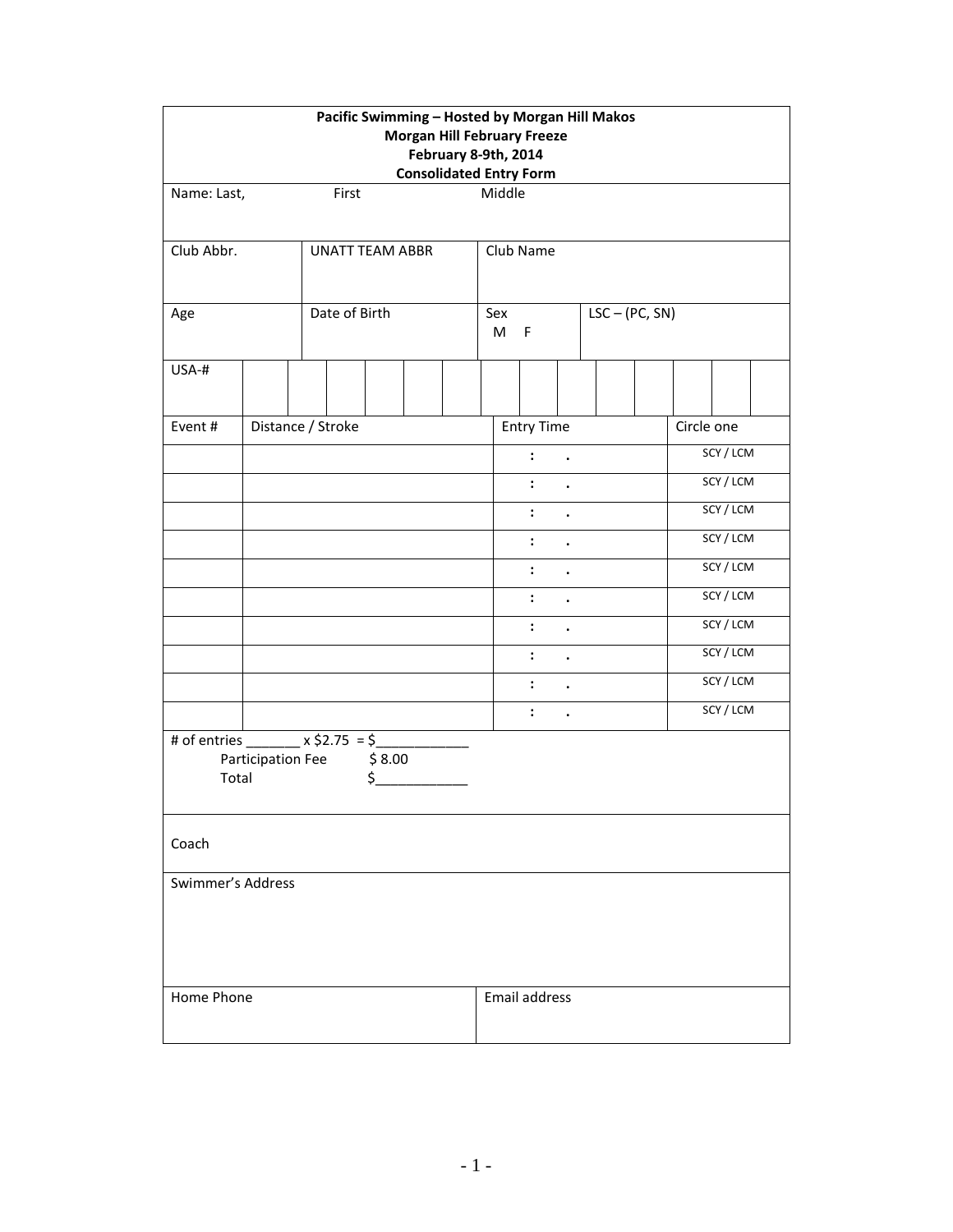**Pacific Swimming – Hosted by Morgan Hill Makos**
**Morgan Hill February Freeze**
**February 8-9th, 2014**
**Consolidated Entry Form**

| | | | |
|---|---|---|---|
| Name: Last, First Middle | | | |
| Club Abbr. | UNATT TEAM ABBR | Club Name | |
| Age | Date of Birth | Sex M F | LSC – (PC, SN) |

| USA-# | | | | | | | | | | | | | | |
|---|---|---|---|---|---|---|---|---|---|---|---|---|---|---|

| Event # | Distance / Stroke | Entry Time | Circle one |
|---|---|---|---|
| | | : . | SCY / LCM |
| | | : . | SCY / LCM |
| | | : . | SCY / LCM |
| | | : . | SCY / LCM |
| | | : . | SCY / LCM |
| | | : . | SCY / LCM |
| | | : . | SCY / LCM |
| | | : . | SCY / LCM |
| | | : . | SCY / LCM |
| | | : . | SCY / LCM |

# of entries _______ x $2.75 = $____________
Participation Fee $ 8.00
Total $____________

| | |
|---|---|
| Coach | |
| Swimmer's Address | |
| Home Phone | Email address |